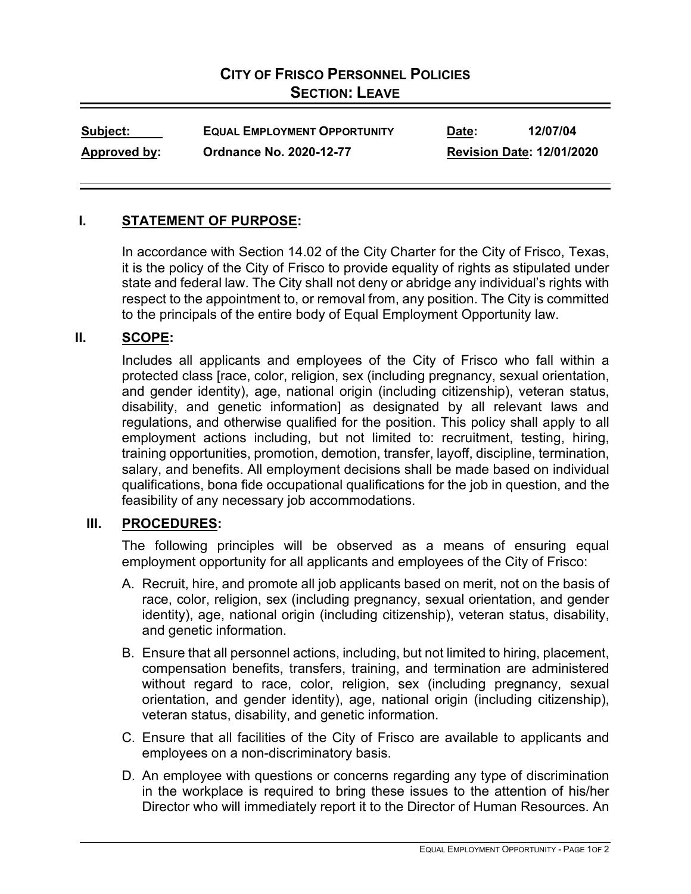# CITY OF FRISCO PERSONNEL POLICIES
## SECTION: LEAVE

| **Subject:** | **EQUAL EMPLOYMENT OPPORTUNITY** | **Date:** | **12/07/04** |
|---|---|---|---|
| **Approved by:** | **Ordnance No. 2020-12-77** | **Revision Date: 12/01/2020** | |

## I. STATEMENT OF PURPOSE:

In accordance with Section 14.02 of the City Charter for the City of Frisco, Texas, it is the policy of the City of Frisco to provide equality of rights as stipulated under state and federal law. The City shall not deny or abridge any individual's rights with respect to the appointment to, or removal from, any position. The City is committed to the principals of the entire body of Equal Employment Opportunity law.

## II. SCOPE:

Includes all applicants and employees of the City of Frisco who fall within a protected class [race, color, religion, sex (including pregnancy, sexual orientation, and gender identity), age, national origin (including citizenship), veteran status, disability, and genetic information] as designated by all relevant laws and regulations, and otherwise qualified for the position. This policy shall apply to all employment actions including, but not limited to: recruitment, testing, hiring, training opportunities, promotion, demotion, transfer, layoff, discipline, termination, salary, and benefits. All employment decisions shall be made based on individual qualifications, bona fide occupational qualifications for the job in question, and the feasibility of any necessary job accommodations.

## III. PROCEDURES:

The following principles will be observed as a means of ensuring equal employment opportunity for all applicants and employees of the City of Frisco:

A. Recruit, hire, and promote all job applicants based on merit, not on the basis of race, color, religion, sex (including pregnancy, sexual orientation, and gender identity), age, national origin (including citizenship), veteran status, disability, and genetic information.

B. Ensure that all personnel actions, including, but not limited to hiring, placement, compensation benefits, transfers, training, and termination are administered without regard to race, color, religion, sex (including pregnancy, sexual orientation, and gender identity), age, national origin (including citizenship), veteran status, disability, and genetic information.

C. Ensure that all facilities of the City of Frisco are available to applicants and employees on a non-discriminatory basis.

D. An employee with questions or concerns regarding any type of discrimination in the workplace is required to bring these issues to the attention of his/her Director who will immediately report it to the Director of Human Resources. An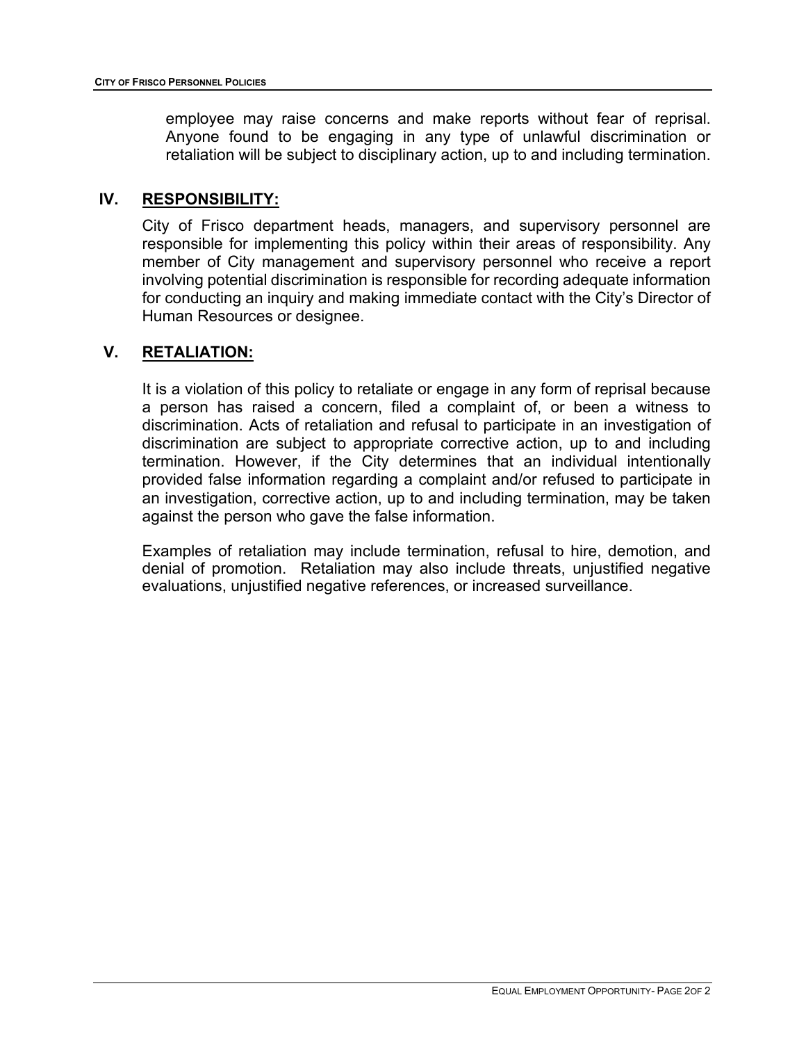employee may raise concerns and make reports without fear of reprisal. Anyone found to be engaging in any type of unlawful discrimination or retaliation will be subject to disciplinary action, up to and including termination.

## IV. RESPONSIBILITY:

City of Frisco department heads, managers, and supervisory personnel are responsible for implementing this policy within their areas of responsibility. Any member of City management and supervisory personnel who receive a report involving potential discrimination is responsible for recording adequate information for conducting an inquiry and making immediate contact with the City's Director of Human Resources or designee.

## V. RETALIATION:

It is a violation of this policy to retaliate or engage in any form of reprisal because a person has raised a concern, filed a complaint of, or been a witness to discrimination. Acts of retaliation and refusal to participate in an investigation of discrimination are subject to appropriate corrective action, up to and including termination. However, if the City determines that an individual intentionally provided false information regarding a complaint and/or refused to participate in an investigation, corrective action, up to and including termination, may be taken against the person who gave the false information.

Examples of retaliation may include termination, refusal to hire, demotion, and denial of promotion. Retaliation may also include threats, unjustified negative evaluations, unjustified negative references, or increased surveillance.